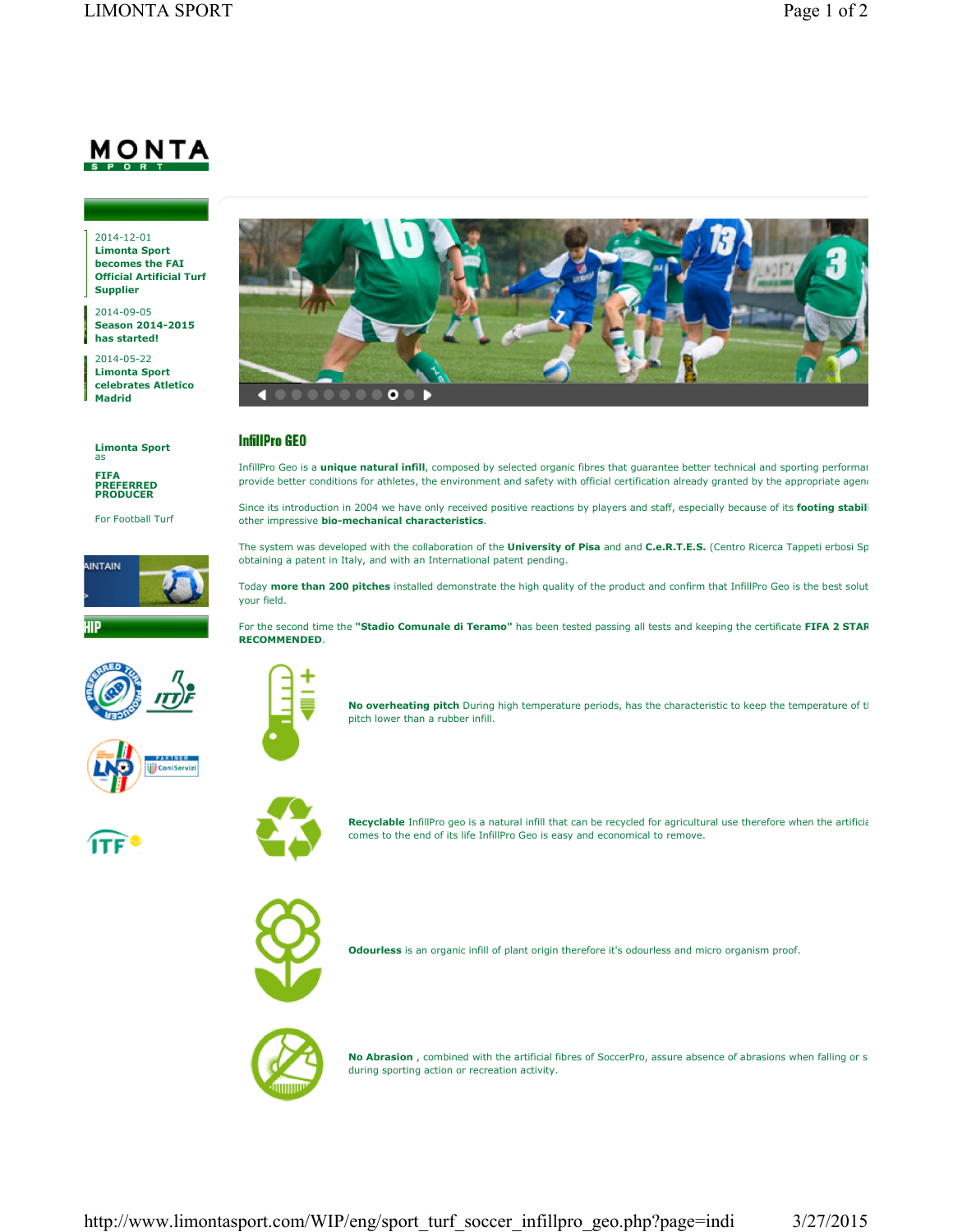MONTA
S P O R T

2014-12-01
**Limonta Sport becomes the FAI Official Artificial Turf Supplier**

2014-09-05
**Season 2014-2015 has started!**

2014-05-22
**Limonta Sport celebrates Atletico Madrid**

**Limonta Sport**
as

**FIFA PREFERRED PRODUCER**

For Football Turf

AINTAIN

HIP

ITF

## InfillPro GEO

InfillPro Geo is a **unique natural infill**, composed by selected organic fibres that guarantee better technical and sporting performar provide better conditions for athletes, the environment and safety with official certification already granted by the appropriate agen

Since its introduction in 2004 we have only received positive reactions by players and staff, especially because of its **footing stabil** other impressive **bio-mechanical characteristics**.

The system was developed with the collaboration of the **University of Pisa** and and **C.e.R.T.E.S.** (Centro Ricerca Tappeti erbosi Sp obtaining a patent in Italy, and with an International patent pending.

Today **more than 200 pitches** installed demonstrate the high quality of the product and confirm that InfillPro Geo is the best solut your field.

For the second time the **"Stadio Comunale di Teramo"** has been tested passing all tests and keeping the certificate **FIFA 2 STAR RECOMMENDED**.

**No overheating pitch** During high temperature periods, has the characteristic to keep the temperature of t pitch lower than a rubber infill.

**Recyclable** InfillPro geo is a natural infill that can be recycled for agricultural use therefore when the artificia comes to the end of its life InfillPro Geo is easy and economical to remove.

**Odourless** is an organic infill of plant origin therefore it's odourless and micro organism proof.

**No Abrasion** , combined with the artificial fibres of SoccerPro, assure absence of abrasions when falling or s during sporting action or recreation activity.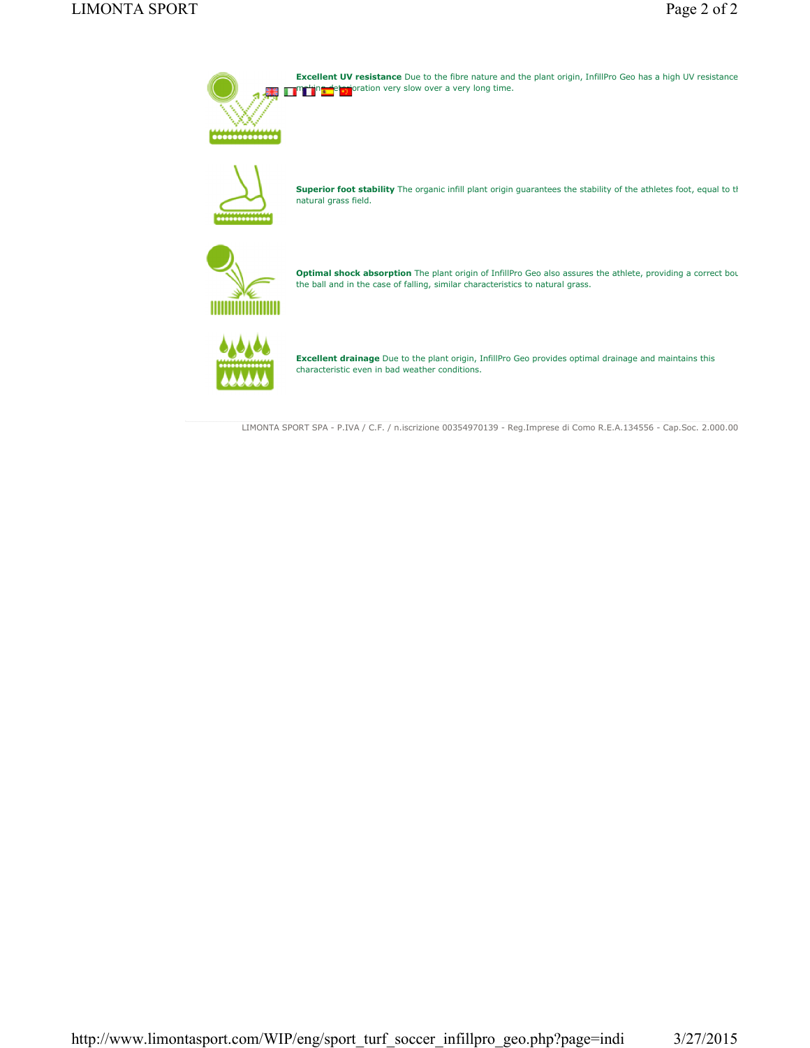**Excellent UV resistance** Due to the fibre nature and the plant origin, InfillPro Geo has a high UV resistance making deterioration very slow over a very long time.

**Superior foot stability** The organic infill plant origin guarantees the stability of the athletes foot, equal to th natural grass field.

**Optimal shock absorption** The plant origin of InfillPro Geo also assures the athlete, providing a correct bou the ball and in the case of falling, similar characteristics to natural grass.

**Excellent drainage** Due to the plant origin, InfillPro Geo provides optimal drainage and maintains this characteristic even in bad weather conditions.

LIMONTA SPORT SPA - P.IVA / C.F. / n.iscrizione 00354970139 - Reg.Imprese di Como R.E.A.134556 - Cap.Soc. 2.000.00